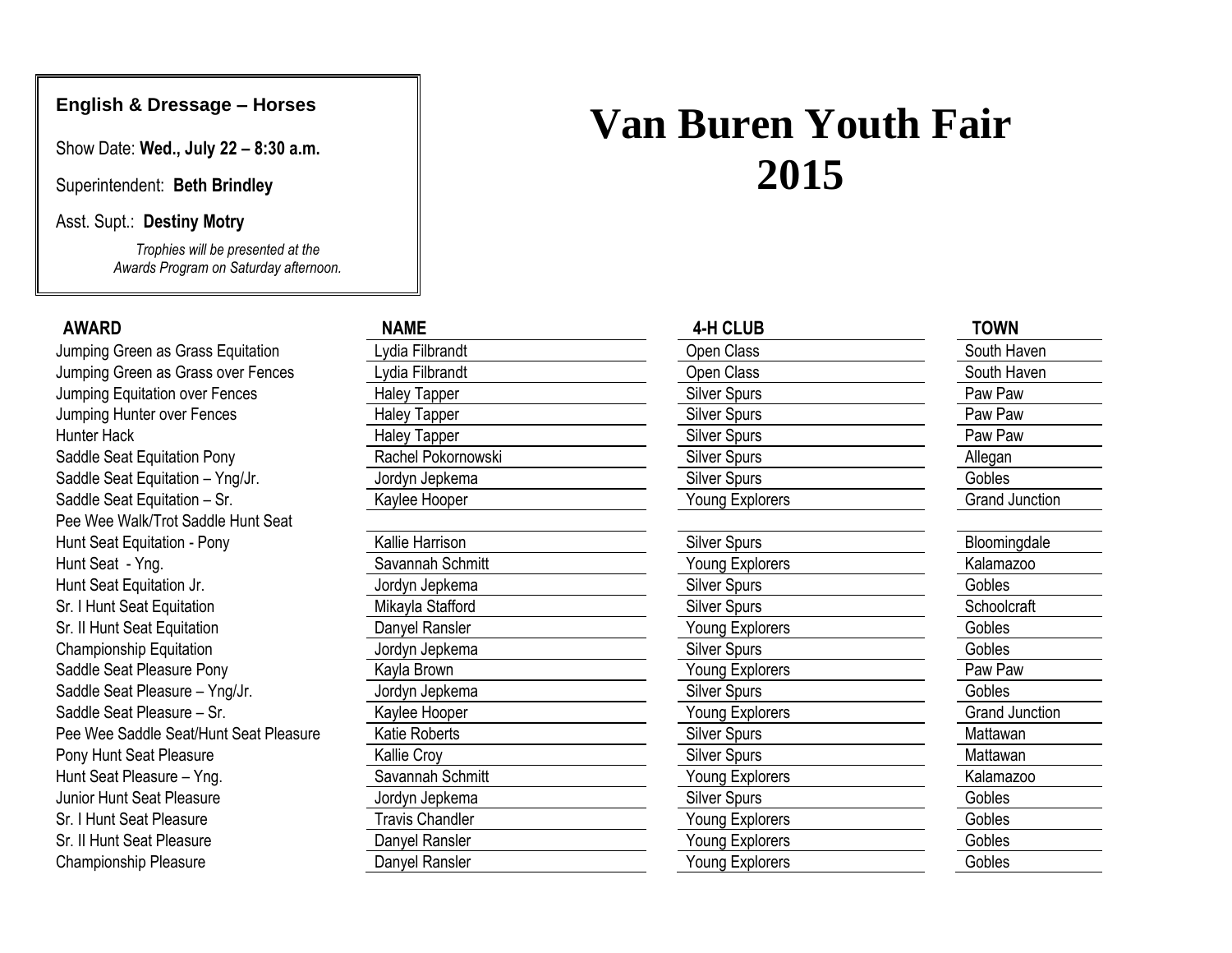# Van Buren Youth Fair 2015

**English & Dressage – Horses**

Show Date: **Wed., July 22 – 8:30 a.m.**

Superintendent: **Beth Brindley**

Asst. Supt.: **Destiny Motry**

*Trophies will be presented at the Awards Program on Saturday afternoon.*

| AWARD | NAME | 4-H CLUB | TOWN |
|---|---|---|---|
| Jumping Green as Grass Equitation | Lydia Filbrandt | Open Class | South Haven |
| Jumping Green as Grass over Fences | Lydia Filbrandt | Open Class | South Haven |
| Jumping Equitation over Fences | Haley Tapper | Silver Spurs | Paw Paw |
| Jumping Hunter over Fences | Haley Tapper | Silver Spurs | Paw Paw |
| Hunter Hack | Haley Tapper | Silver Spurs | Paw Paw |
| Saddle Seat Equitation Pony | Rachel Pokornowski | Silver Spurs | Allegan |
| Saddle Seat Equitation – Yng/Jr. | Jordyn Jepkema | Silver Spurs | Gobles |
| Saddle Seat Equitation – Sr. | Kaylee Hooper | Young Explorers | Grand Junction |
| Pee Wee Walk/Trot Saddle Hunt Seat | | | |
| Hunt Seat Equitation - Pony | Kallie Harrison | Silver Spurs | Bloomingdale |
| Hunt Seat - Yng. | Savannah Schmitt | Young Explorers | Kalamazoo |
| Hunt Seat Equitation Jr. | Jordyn Jepkema | Silver Spurs | Gobles |
| Sr. I Hunt Seat Equitation | Mikayla Stafford | Silver Spurs | Schoolcraft |
| Sr. II Hunt Seat Equitation | Danyel Ransler | Young Explorers | Gobles |
| Championship Equitation | Jordyn Jepkema | Silver Spurs | Gobles |
| Saddle Seat Pleasure Pony | Kayla Brown | Young Explorers | Paw Paw |
| Saddle Seat Pleasure – Yng/Jr. | Jordyn Jepkema | Silver Spurs | Gobles |
| Saddle Seat Pleasure – Sr. | Kaylee Hooper | Young Explorers | Grand Junction |
| Pee Wee Saddle Seat/Hunt Seat Pleasure | Katie Roberts | Silver Spurs | Mattawan |
| Pony Hunt Seat Pleasure | Kallie Croy | Silver Spurs | Mattawan |
| Hunt Seat Pleasure – Yng. | Savannah Schmitt | Young Explorers | Kalamazoo |
| Junior Hunt Seat Pleasure | Jordyn Jepkema | Silver Spurs | Gobles |
| Sr. I Hunt Seat Pleasure | Travis Chandler | Young Explorers | Gobles |
| Sr. II Hunt Seat Pleasure | Danyel Ransler | Young Explorers | Gobles |
| Championship Pleasure | Danyel Ransler | Young Explorers | Gobles |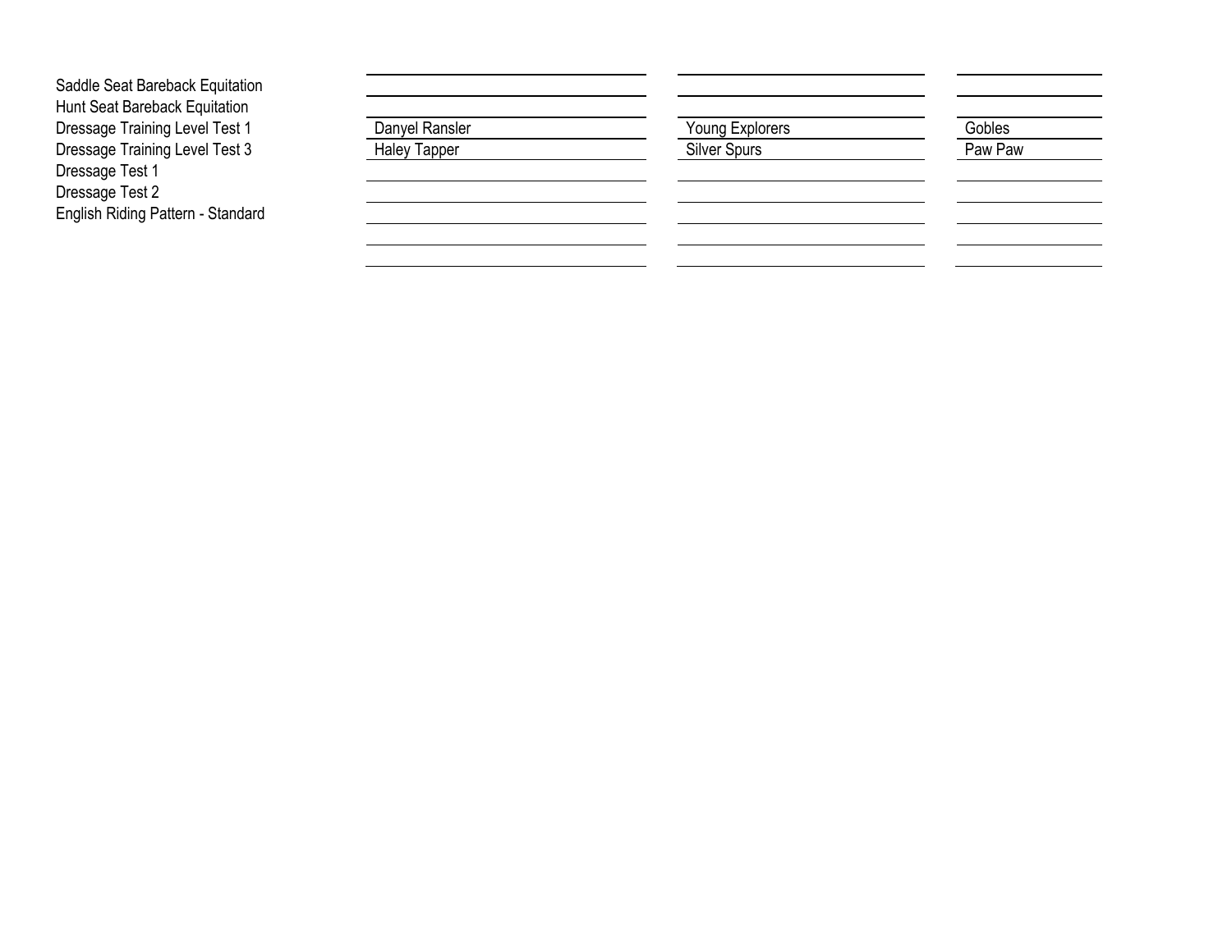| | | | |
|---|---|---|---|
| Saddle Seat Bareback Equitation | | | |
| Hunt Seat Bareback Equitation | | | |
| Dressage Training Level Test 1 | Danyel Ransler | Young Explorers | Gobles |
| Dressage Training Level Test 3 | Haley Tapper | Silver Spurs | Paw Paw |
| Dressage Test 1 | | | |
| Dressage Test 2 | | | |
| English Riding Pattern - Standard | | | |
| | | | |
| | | | |